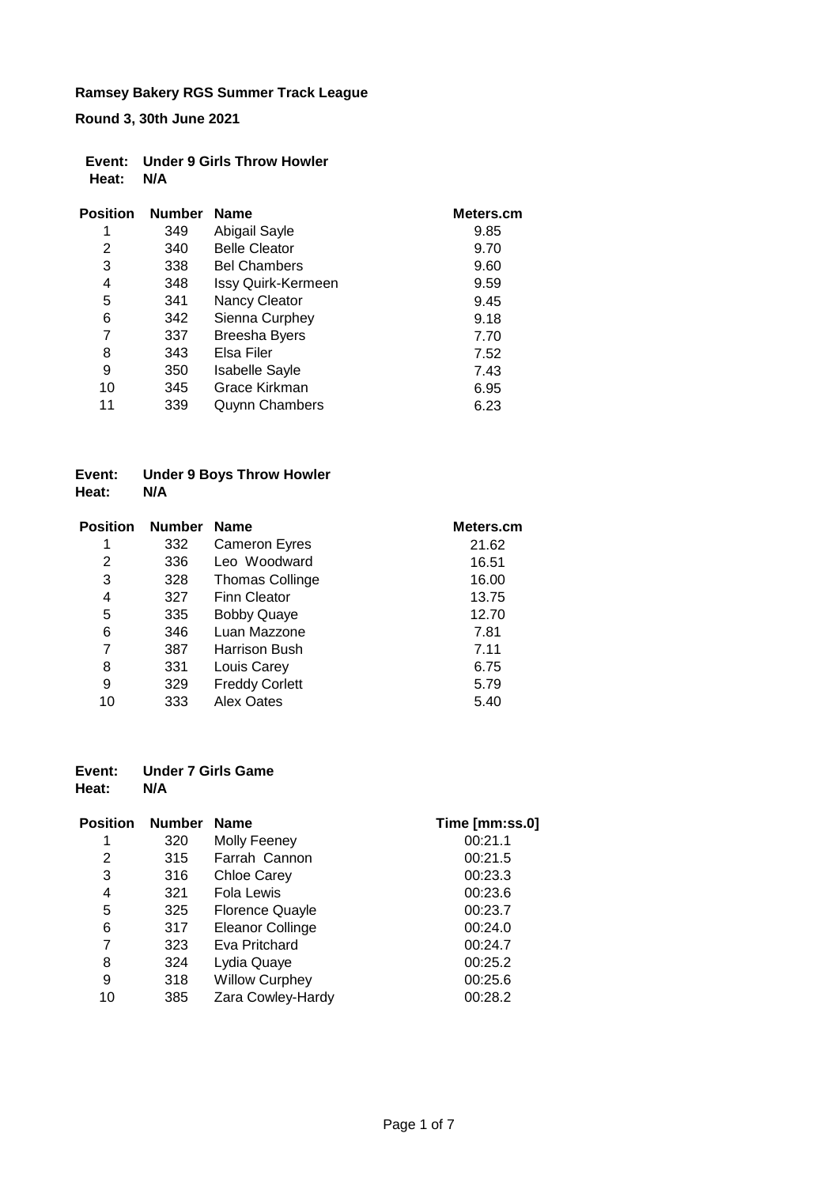**Ramsey Bakery RGS Summer Track League**

**Round 3, 30th June 2021**

**Event:** **Under 9 Girls Throw Howler**
**Heat:** **N/A**

| Position | Number | Name | Meters.cm |
|---|---|---|---|
| 1 | 349 | Abigail Sayle | 9.85 |
| 2 | 340 | Belle Cleator | 9.70 |
| 3 | 338 | Bel Chambers | 9.60 |
| 4 | 348 | Issy Quirk-Kermeen | 9.59 |
| 5 | 341 | Nancy Cleator | 9.45 |
| 6 | 342 | Sienna Curphey | 9.18 |
| 7 | 337 | Breesha Byers | 7.70 |
| 8 | 343 | Elsa Filer | 7.52 |
| 9 | 350 | Isabelle Sayle | 7.43 |
| 10 | 345 | Grace Kirkman | 6.95 |
| 11 | 339 | Quynn Chambers | 6.23 |

**Event:** **Under 9 Boys Throw Howler**
**Heat:** **N/A**

| Position | Number | Name | Meters.cm |
|---|---|---|---|
| 1 | 332 | Cameron Eyres | 21.62 |
| 2 | 336 | Leo Woodward | 16.51 |
| 3 | 328 | Thomas Collinge | 16.00 |
| 4 | 327 | Finn Cleator | 13.75 |
| 5 | 335 | Bobby Quaye | 12.70 |
| 6 | 346 | Luan Mazzone | 7.81 |
| 7 | 387 | Harrison Bush | 7.11 |
| 8 | 331 | Louis Carey | 6.75 |
| 9 | 329 | Freddy Corlett | 5.79 |
| 10 | 333 | Alex Oates | 5.40 |

**Event:** **Under 7 Girls Game**
**Heat:** **N/A**

| Position | Number | Name | Time [mm:ss.0] |
|---|---|---|---|
| 1 | 320 | Molly Feeney | 00:21.1 |
| 2 | 315 | Farrah Cannon | 00:21.5 |
| 3 | 316 | Chloe Carey | 00:23.3 |
| 4 | 321 | Fola Lewis | 00:23.6 |
| 5 | 325 | Florence Quayle | 00:23.7 |
| 6 | 317 | Eleanor Collinge | 00:24.0 |
| 7 | 323 | Eva Pritchard | 00:24.7 |
| 8 | 324 | Lydia Quaye | 00:25.2 |
| 9 | 318 | Willow Curphey | 00:25.6 |
| 10 | 385 | Zara Cowley-Hardy | 00:28.2 |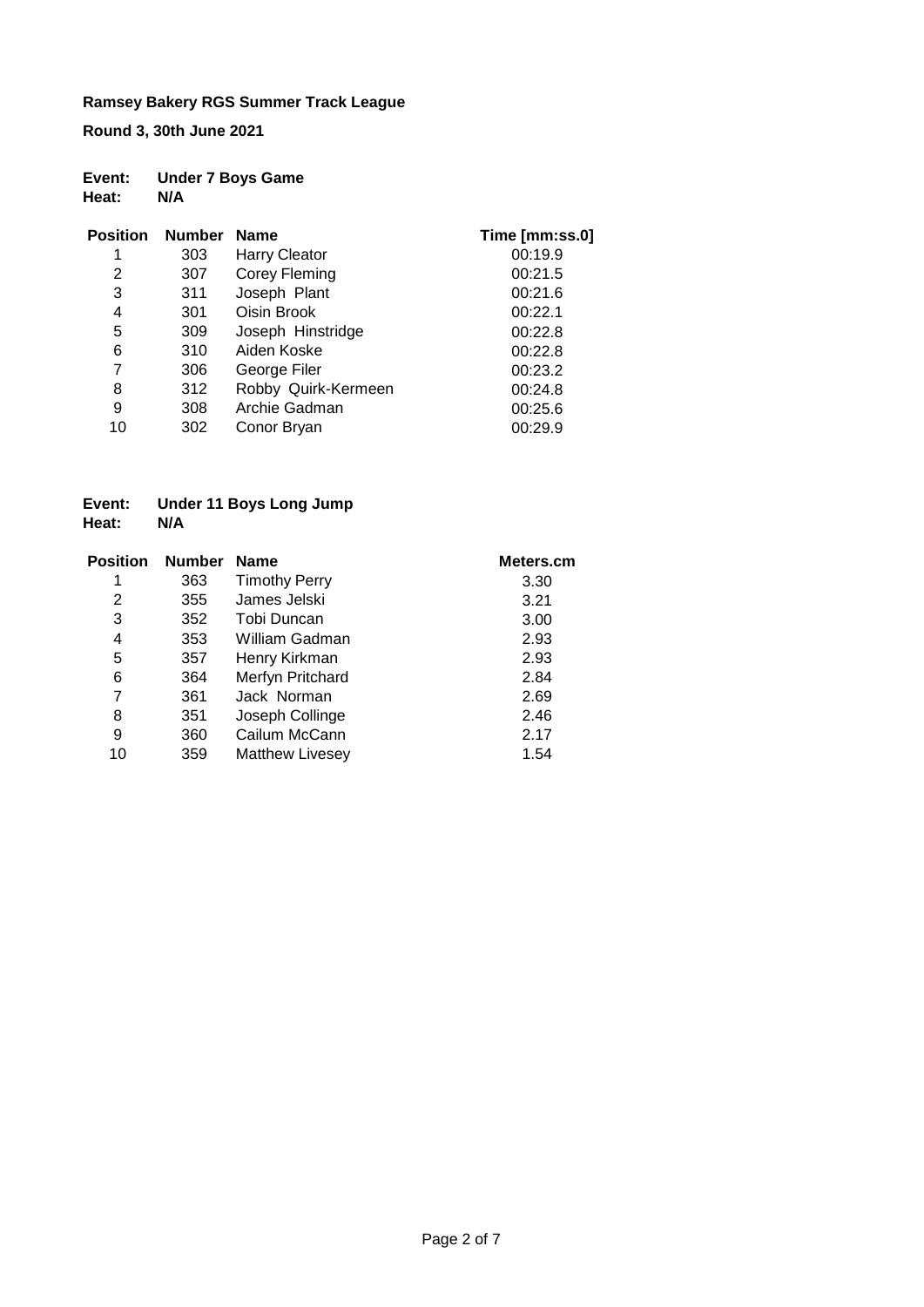**Ramsey Bakery RGS Summer Track League**

**Round 3, 30th June 2021**

**Event:** **Under 7 Boys Game**
**Heat:** **N/A**

| Position | Number | Name | Time [mm:ss.0] |
|---|---|---|---|
| 1 | 303 | Harry Cleator | 00:19.9 |
| 2 | 307 | Corey Fleming | 00:21.5 |
| 3 | 311 | Joseph Plant | 00:21.6 |
| 4 | 301 | Oisin Brook | 00:22.1 |
| 5 | 309 | Joseph Hinstridge | 00:22.8 |
| 6 | 310 | Aiden Koske | 00:22.8 |
| 7 | 306 | George Filer | 00:23.2 |
| 8 | 312 | Robby Quirk-Kermeen | 00:24.8 |
| 9 | 308 | Archie Gadman | 00:25.6 |
| 10 | 302 | Conor Bryan | 00:29.9 |

**Event:** **Under 11 Boys Long Jump**
**Heat:** **N/A**

| Position | Number | Name | Meters.cm |
|---|---|---|---|
| 1 | 363 | Timothy Perry | 3.30 |
| 2 | 355 | James Jelski | 3.21 |
| 3 | 352 | Tobi Duncan | 3.00 |
| 4 | 353 | William Gadman | 2.93 |
| 5 | 357 | Henry Kirkman | 2.93 |
| 6 | 364 | Merfyn Pritchard | 2.84 |
| 7 | 361 | Jack Norman | 2.69 |
| 8 | 351 | Joseph Collinge | 2.46 |
| 9 | 360 | Cailum McCann | 2.17 |
| 10 | 359 | Matthew Livesey | 1.54 |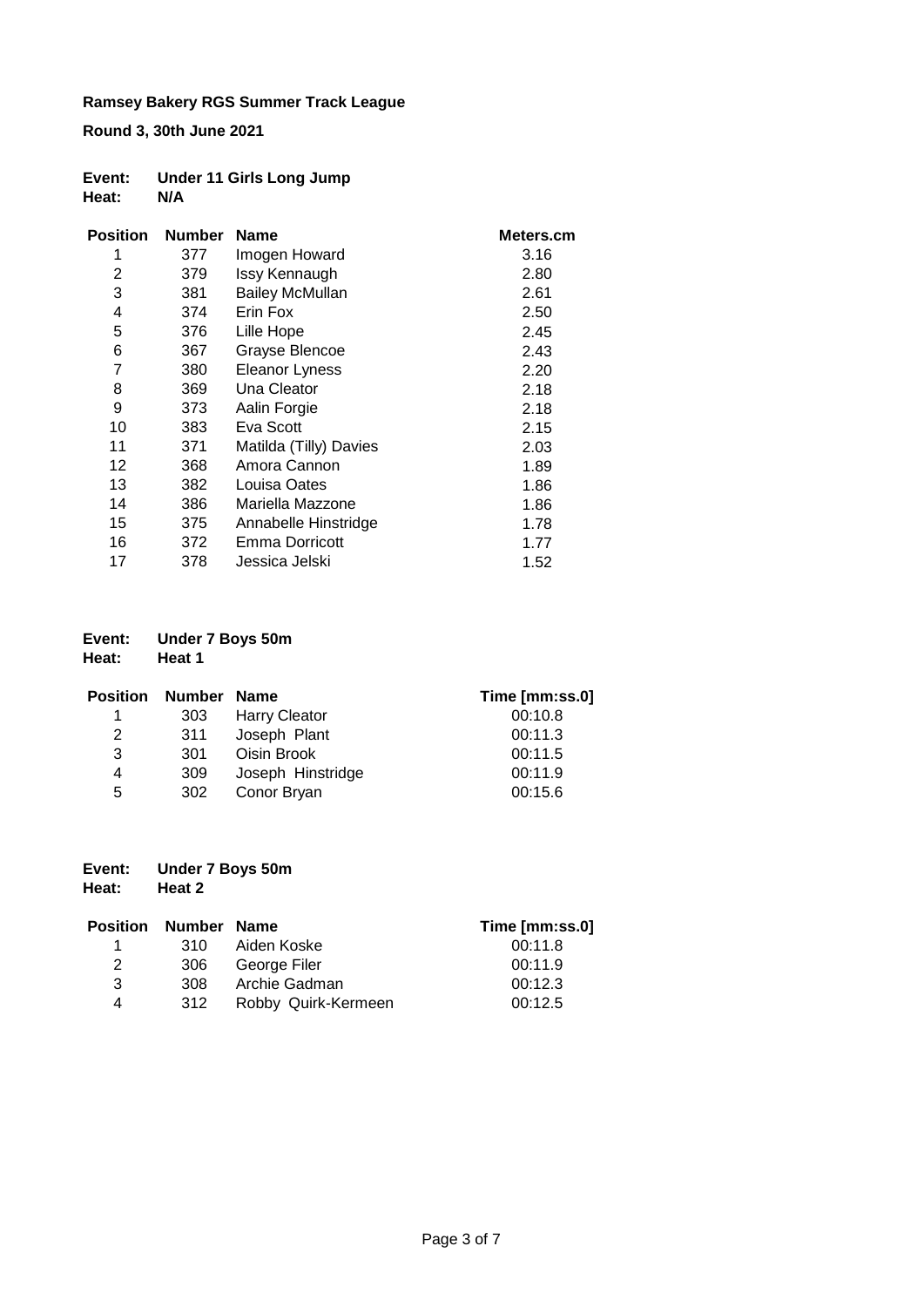**Ramsey Bakery RGS Summer Track League**

**Round 3, 30th June 2021**

**Event: Under 11 Girls Long Jump**
**Heat: N/A**

| Position | Number | Name | Meters.cm |
|---|---|---|---|
| 1 | 377 | Imogen Howard | 3.16 |
| 2 | 379 | Issy Kennaugh | 2.80 |
| 3 | 381 | Bailey McMullan | 2.61 |
| 4 | 374 | Erin Fox | 2.50 |
| 5 | 376 | Lille Hope | 2.45 |
| 6 | 367 | Grayse Blencoe | 2.43 |
| 7 | 380 | Eleanor Lyness | 2.20 |
| 8 | 369 | Una Cleator | 2.18 |
| 9 | 373 | Aalin Forgie | 2.18 |
| 10 | 383 | Eva Scott | 2.15 |
| 11 | 371 | Matilda (Tilly) Davies | 2.03 |
| 12 | 368 | Amora Cannon | 1.89 |
| 13 | 382 | Louisa Oates | 1.86 |
| 14 | 386 | Mariella Mazzone | 1.86 |
| 15 | 375 | Annabelle Hinstridge | 1.78 |
| 16 | 372 | Emma Dorricott | 1.77 |
| 17 | 378 | Jessica Jelski | 1.52 |

**Event: Under 7 Boys 50m**
**Heat: Heat 1**

| Position | Number | Name | Time [mm:ss.0] |
|---|---|---|---|
| 1 | 303 | Harry Cleator | 00:10.8 |
| 2 | 311 | Joseph Plant | 00:11.3 |
| 3 | 301 | Oisin Brook | 00:11.5 |
| 4 | 309 | Joseph Hinstridge | 00:11.9 |
| 5 | 302 | Conor Bryan | 00:15.6 |

**Event: Under 7 Boys 50m**
**Heat: Heat 2**

| Position | Number | Name | Time [mm:ss.0] |
|---|---|---|---|
| 1 | 310 | Aiden Koske | 00:11.8 |
| 2 | 306 | George Filer | 00:11.9 |
| 3 | 308 | Archie Gadman | 00:12.3 |
| 4 | 312 | Robby Quirk-Kermeen | 00:12.5 |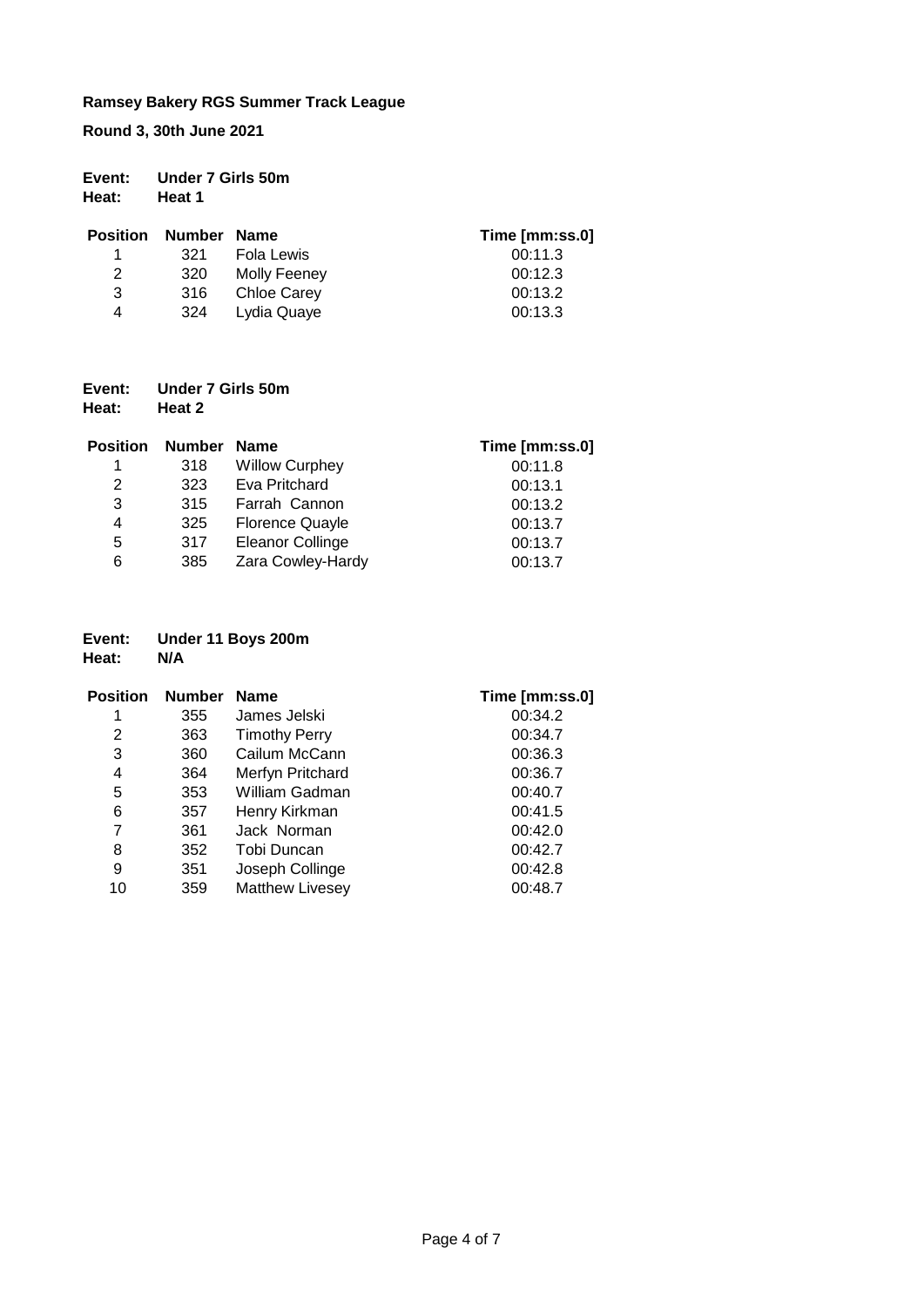**Ramsey Bakery RGS Summer Track League**

**Round 3, 30th June 2021**

**Event:** **Under 7 Girls 50m**
**Heat:** **Heat 1**

| Position | Number | Name | Time [mm:ss.0] |
|---|---|---|---|
| 1 | 321 | Fola Lewis | 00:11.3 |
| 2 | 320 | Molly Feeney | 00:12.3 |
| 3 | 316 | Chloe Carey | 00:13.2 |
| 4 | 324 | Lydia Quaye | 00:13.3 |

**Event:** **Under 7 Girls 50m**
**Heat:** **Heat 2**

| Position | Number | Name | Time [mm:ss.0] |
|---|---|---|---|
| 1 | 318 | Willow Curphey | 00:11.8 |
| 2 | 323 | Eva Pritchard | 00:13.1 |
| 3 | 315 | Farrah Cannon | 00:13.2 |
| 4 | 325 | Florence Quayle | 00:13.7 |
| 5 | 317 | Eleanor Collinge | 00:13.7 |
| 6 | 385 | Zara Cowley-Hardy | 00:13.7 |

**Event:** **Under 11 Boys 200m**
**Heat:** **N/A**

| Position | Number | Name | Time [mm:ss.0] |
|---|---|---|---|
| 1 | 355 | James Jelski | 00:34.2 |
| 2 | 363 | Timothy Perry | 00:34.7 |
| 3 | 360 | Cailum McCann | 00:36.3 |
| 4 | 364 | Merfyn Pritchard | 00:36.7 |
| 5 | 353 | William Gadman | 00:40.7 |
| 6 | 357 | Henry Kirkman | 00:41.5 |
| 7 | 361 | Jack Norman | 00:42.0 |
| 8 | 352 | Tobi Duncan | 00:42.7 |
| 9 | 351 | Joseph Collinge | 00:42.8 |
| 10 | 359 | Matthew Livesey | 00:48.7 |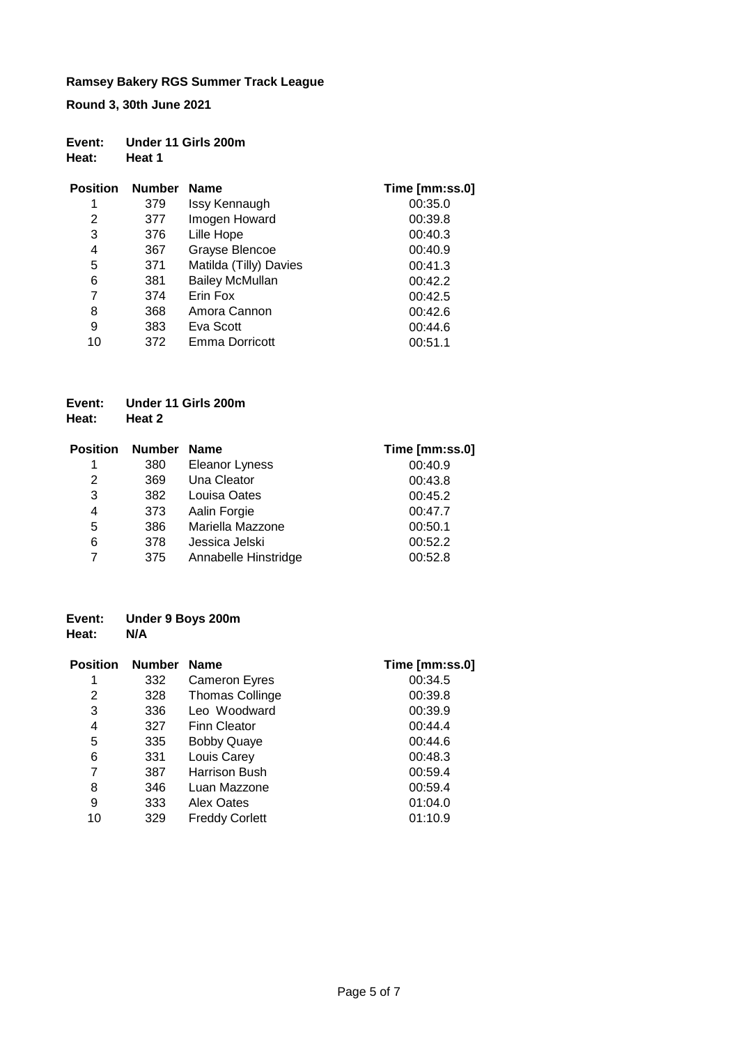**Ramsey Bakery RGS Summer Track League**

**Round 3, 30th June 2021**

**Event:** **Under 11 Girls 200m**
**Heat:** **Heat 1**

| Position | Number | Name | Time [mm:ss.0] |
|---|---|---|---|
| 1 | 379 | Issy Kennaugh | 00:35.0 |
| 2 | 377 | Imogen Howard | 00:39.8 |
| 3 | 376 | Lille Hope | 00:40.3 |
| 4 | 367 | Grayse Blencoe | 00:40.9 |
| 5 | 371 | Matilda (Tilly) Davies | 00:41.3 |
| 6 | 381 | Bailey McMullan | 00:42.2 |
| 7 | 374 | Erin Fox | 00:42.5 |
| 8 | 368 | Amora Cannon | 00:42.6 |
| 9 | 383 | Eva Scott | 00:44.6 |
| 10 | 372 | Emma Dorricott | 00:51.1 |

**Event:** **Under 11 Girls 200m**
**Heat:** **Heat 2**

| Position | Number | Name | Time [mm:ss.0] |
|---|---|---|---|
| 1 | 380 | Eleanor Lyness | 00:40.9 |
| 2 | 369 | Una Cleator | 00:43.8 |
| 3 | 382 | Louisa Oates | 00:45.2 |
| 4 | 373 | Aalin Forgie | 00:47.7 |
| 5 | 386 | Mariella Mazzone | 00:50.1 |
| 6 | 378 | Jessica Jelski | 00:52.2 |
| 7 | 375 | Annabelle Hinstridge | 00:52.8 |

**Event:** **Under 9 Boys 200m**
**Heat:** **N/A**

| Position | Number | Name | Time [mm:ss.0] |
|---|---|---|---|
| 1 | 332 | Cameron Eyres | 00:34.5 |
| 2 | 328 | Thomas Collinge | 00:39.8 |
| 3 | 336 | Leo Woodward | 00:39.9 |
| 4 | 327 | Finn Cleator | 00:44.4 |
| 5 | 335 | Bobby Quaye | 00:44.6 |
| 6 | 331 | Louis Carey | 00:48.3 |
| 7 | 387 | Harrison Bush | 00:59.4 |
| 8 | 346 | Luan Mazzone | 00:59.4 |
| 9 | 333 | Alex Oates | 01:04.0 |
| 10 | 329 | Freddy Corlett | 01:10.9 |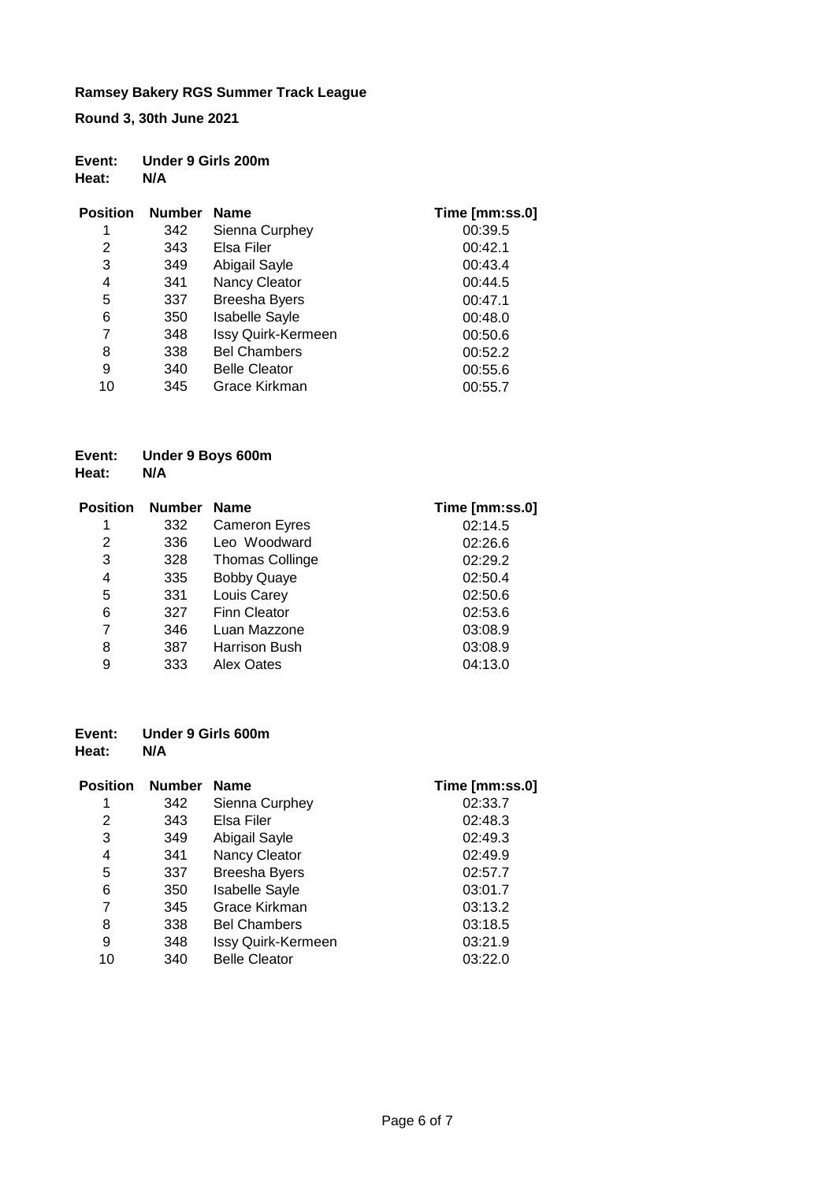**Ramsey Bakery RGS Summer Track League**

**Round 3, 30th June 2021**

**Event:** **Under 9 Girls 200m**
**Heat:** **N/A**

| Position | Number | Name | Time [mm:ss.0] |
|---|---|---|---|
| 1 | 342 | Sienna Curphey | 00:39.5 |
| 2 | 343 | Elsa Filer | 00:42.1 |
| 3 | 349 | Abigail Sayle | 00:43.4 |
| 4 | 341 | Nancy Cleator | 00:44.5 |
| 5 | 337 | Breesha Byers | 00:47.1 |
| 6 | 350 | Isabelle Sayle | 00:48.0 |
| 7 | 348 | Issy Quirk-Kermeen | 00:50.6 |
| 8 | 338 | Bel Chambers | 00:52.2 |
| 9 | 340 | Belle Cleator | 00:55.6 |
| 10 | 345 | Grace Kirkman | 00:55.7 |

**Event:** **Under 9 Boys 600m**
**Heat:** **N/A**

| Position | Number | Name | Time [mm:ss.0] |
|---|---|---|---|
| 1 | 332 | Cameron Eyres | 02:14.5 |
| 2 | 336 | Leo Woodward | 02:26.6 |
| 3 | 328 | Thomas Collinge | 02:29.2 |
| 4 | 335 | Bobby Quaye | 02:50.4 |
| 5 | 331 | Louis Carey | 02:50.6 |
| 6 | 327 | Finn Cleator | 02:53.6 |
| 7 | 346 | Luan Mazzone | 03:08.9 |
| 8 | 387 | Harrison Bush | 03:08.9 |
| 9 | 333 | Alex Oates | 04:13.0 |

**Event:** **Under 9 Girls 600m**
**Heat:** **N/A**

| Position | Number | Name | Time [mm:ss.0] |
|---|---|---|---|
| 1 | 342 | Sienna Curphey | 02:33.7 |
| 2 | 343 | Elsa Filer | 02:48.3 |
| 3 | 349 | Abigail Sayle | 02:49.3 |
| 4 | 341 | Nancy Cleator | 02:49.9 |
| 5 | 337 | Breesha Byers | 02:57.7 |
| 6 | 350 | Isabelle Sayle | 03:01.7 |
| 7 | 345 | Grace Kirkman | 03:13.2 |
| 8 | 338 | Bel Chambers | 03:18.5 |
| 9 | 348 | Issy Quirk-Kermeen | 03:21.9 |
| 10 | 340 | Belle Cleator | 03:22.0 |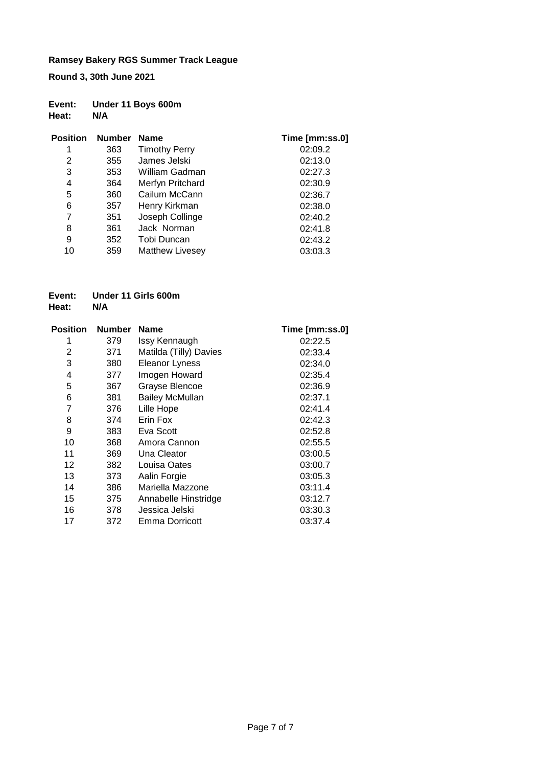**Ramsey Bakery RGS Summer Track League**

**Round 3, 30th June 2021**

**Event: Under 11 Boys 600m**
**Heat: N/A**

| Position | Number | Name | Time [mm:ss.0] |
|---|---|---|---|
| 1 | 363 | Timothy Perry | 02:09.2 |
| 2 | 355 | James Jelski | 02:13.0 |
| 3 | 353 | William Gadman | 02:27.3 |
| 4 | 364 | Merfyn Pritchard | 02:30.9 |
| 5 | 360 | Cailum McCann | 02:36.7 |
| 6 | 357 | Henry Kirkman | 02:38.0 |
| 7 | 351 | Joseph Collinge | 02:40.2 |
| 8 | 361 | Jack Norman | 02:41.8 |
| 9 | 352 | Tobi Duncan | 02:43.2 |
| 10 | 359 | Matthew Livesey | 03:03.3 |

**Event: Under 11 Girls 600m**
**Heat: N/A**

| Position | Number | Name | Time [mm:ss.0] |
|---|---|---|---|
| 1 | 379 | Issy Kennaugh | 02:22.5 |
| 2 | 371 | Matilda (Tilly) Davies | 02:33.4 |
| 3 | 380 | Eleanor Lyness | 02:34.0 |
| 4 | 377 | Imogen Howard | 02:35.4 |
| 5 | 367 | Grayse Blencoe | 02:36.9 |
| 6 | 381 | Bailey McMullan | 02:37.1 |
| 7 | 376 | Lille Hope | 02:41.4 |
| 8 | 374 | Erin Fox | 02:42.3 |
| 9 | 383 | Eva Scott | 02:52.8 |
| 10 | 368 | Amora Cannon | 02:55.5 |
| 11 | 369 | Una Cleator | 03:00.5 |
| 12 | 382 | Louisa Oates | 03:00.7 |
| 13 | 373 | Aalin Forgie | 03:05.3 |
| 14 | 386 | Mariella Mazzone | 03:11.4 |
| 15 | 375 | Annabelle Hinstridge | 03:12.7 |
| 16 | 378 | Jessica Jelski | 03:30.3 |
| 17 | 372 | Emma Dorricott | 03:37.4 |